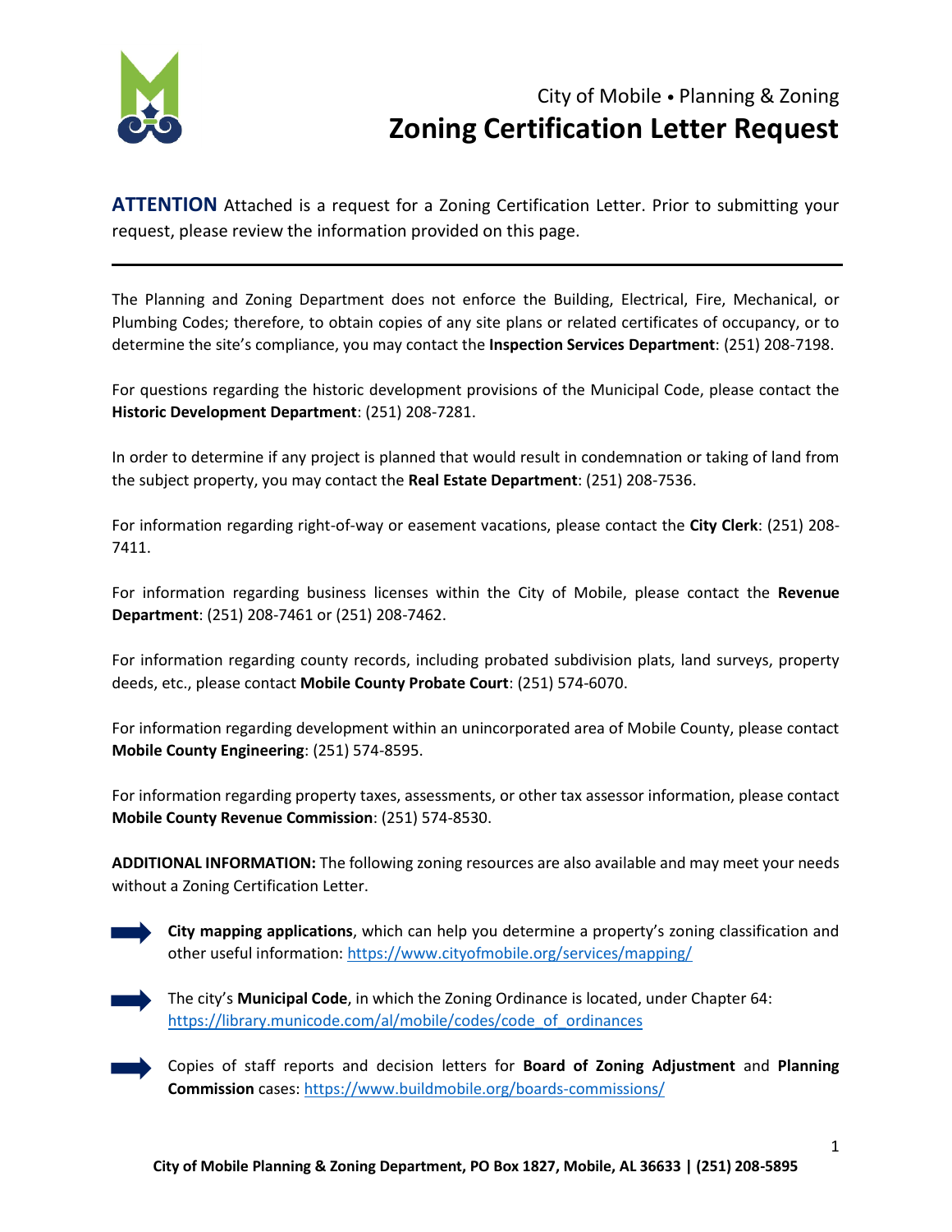City of Mobile • Planning & Zoning

# Zoning Certification Letter Request

**ATTENTION** Attached is a request for a Zoning Certification Letter. Prior to submitting your request, please review the information provided on this page.

---

The Planning and Zoning Department does not enforce the Building, Electrical, Fire, Mechanical, or Plumbing Codes; therefore, to obtain copies of any site plans or related certificates of occupancy, or to determine the site's compliance, you may contact the **Inspection Services Department**: (251) 208-7198.

For questions regarding the historic development provisions of the Municipal Code, please contact the **Historic Development Department**: (251) 208-7281.

In order to determine if any project is planned that would result in condemnation or taking of land from the subject property, you may contact the **Real Estate Department**: (251) 208-7536.

For information regarding right-of-way or easement vacations, please contact the **City Clerk**: (251) 208-7411.

For information regarding business licenses within the City of Mobile, please contact the **Revenue Department**: (251) 208-7461 or (251) 208-7462.

For information regarding county records, including probated subdivision plats, land surveys, property deeds, etc., please contact **Mobile County Probate Court**: (251) 574-6070.

For information regarding development within an unincorporated area of Mobile County, please contact **Mobile County Engineering**: (251) 574-8595.

For information regarding property taxes, assessments, or other tax assessor information, please contact **Mobile County Revenue Commission**: (251) 574-8530.

**ADDITIONAL INFORMATION:** The following zoning resources are also available and may meet your needs without a Zoning Certification Letter.

- **City mapping applications**, which can help you determine a property's zoning classification and other useful information: https://www.cityofmobile.org/services/mapping/
- The city's **Municipal Code**, in which the Zoning Ordinance is located, under Chapter 64: https://library.municode.com/al/mobile/codes/code_of_ordinances
- Copies of staff reports and decision letters for **Board of Zoning Adjustment** and **Planning Commission** cases: https://www.buildmobile.org/boards-commissions/

**City of Mobile Planning & Zoning Department, PO Box 1827, Mobile, AL 36633 | (251) 208-5895**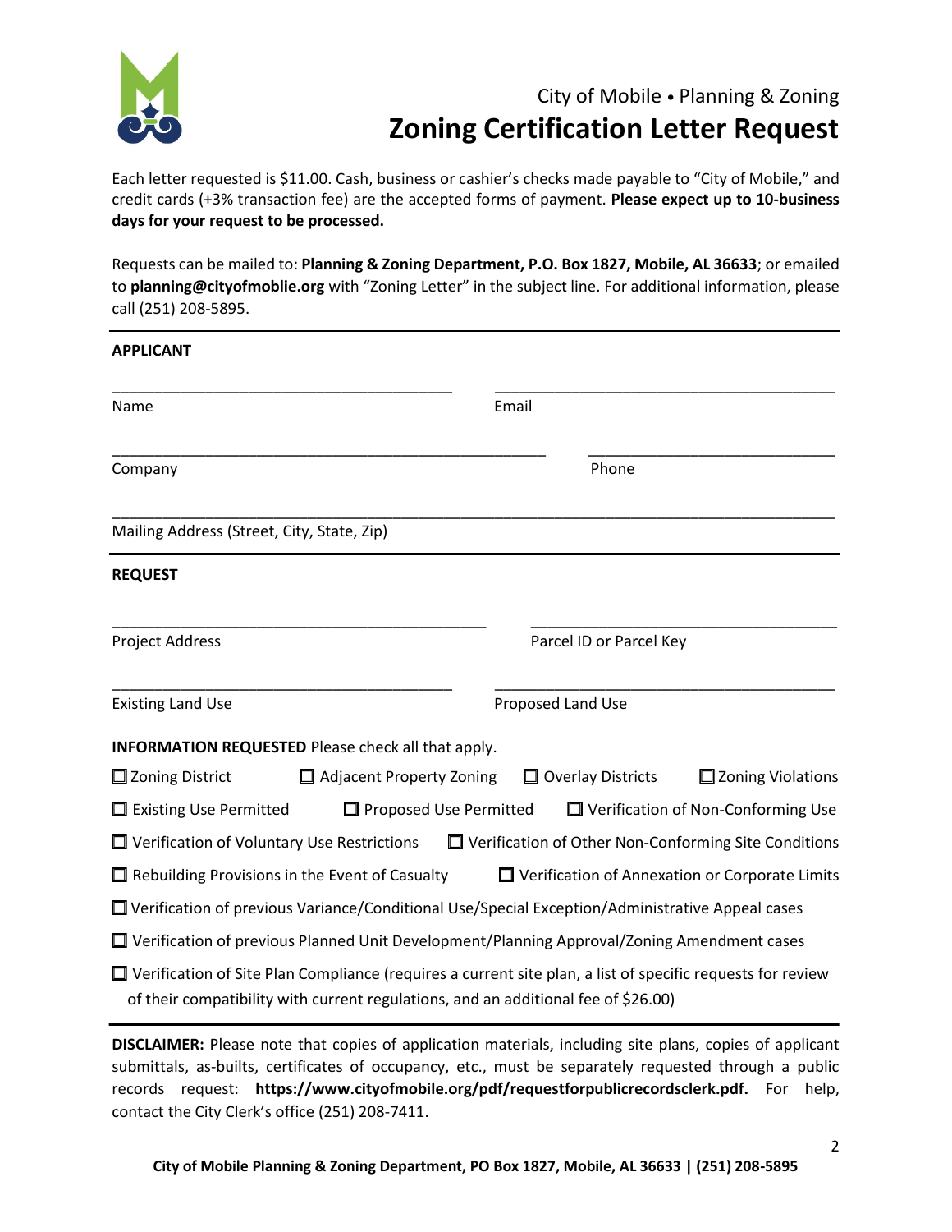City of Mobile • Planning & Zoning

# Zoning Certification Letter Request

Each letter requested is $11.00. Cash, business or cashier's checks made payable to "City of Mobile," and credit cards (+3% transaction fee) are the accepted forms of payment. **Please expect up to 10-business days for your request to be processed.**

Requests can be mailed to: **Planning & Zoning Department, P.O. Box 1827, Mobile, AL 36633**; or emailed to **planning@cityofmoblie.org** with "Zoning Letter" in the subject line. For additional information, please call (251) 208-5895.

## APPLICANT

_________________________________________ _________________________________________
Name Email

_____________________________________________________ ______________________________
Company Phone

_________________________________________________________________________________________
Mailing Address (Street, City, State, Zip)

## REQUEST

_____________________________________________ _____________________________________
Project Address Parcel ID or Parcel Key

_________________________________________ _________________________________________
Existing Land Use Proposed Land Use

**INFORMATION REQUESTED** Please check all that apply.

☐ Zoning District ☐ Adjacent Property Zoning ☐ Overlay Districts ☐ Zoning Violations

☐ Existing Use Permitted ☐ Proposed Use Permitted ☐ Verification of Non-Conforming Use

☐ Verification of Voluntary Use Restrictions ☐ Verification of Other Non-Conforming Site Conditions

☐ Rebuilding Provisions in the Event of Casualty ☐ Verification of Annexation or Corporate Limits

☐ Verification of previous Variance/Conditional Use/Special Exception/Administrative Appeal cases

☐ Verification of previous Planned Unit Development/Planning Approval/Zoning Amendment cases

☐ Verification of Site Plan Compliance (requires a current site plan, a list of specific requests for review of their compatibility with current regulations, and an additional fee of $26.00)

**DISCLAIMER:** Please note that copies of application materials, including site plans, copies of applicant submittals, as-builts, certificates of occupancy, etc., must be separately requested through a public records request: **https://www.cityofmobile.org/pdf/requestforpublicrecordsclerk.pdf.** For help, contact the City Clerk's office (251) 208-7411.

**City of Mobile Planning & Zoning Department, PO Box 1827, Mobile, AL 36633 | (251) 208-5895**